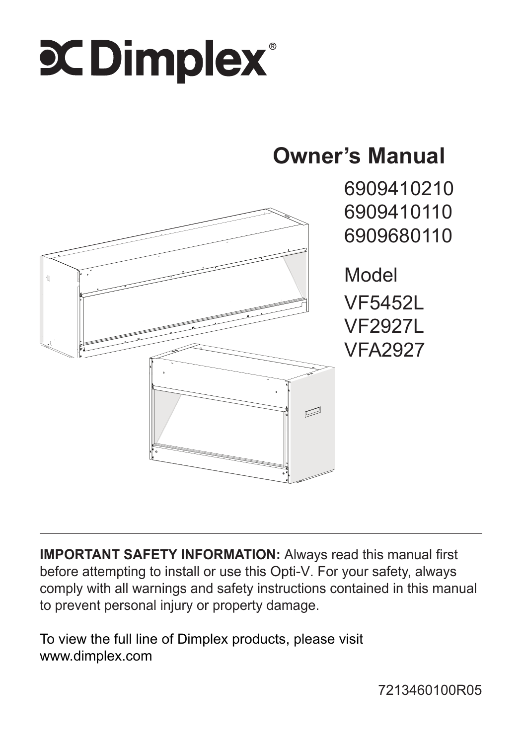# Dimplex®

## Owner's Manual

6909410210
6909410110
6909680110

Model
VF5452L
VF2927L
VFA2927

---

**IMPORTANT SAFETY INFORMATION:** Always read this manual first before attempting to install or use this Opti-V. For your safety, always comply with all warnings and safety instructions contained in this manual to prevent personal injury or property damage.

To view the full line of Dimplex products, please visit www.dimplex.com

7213460100R05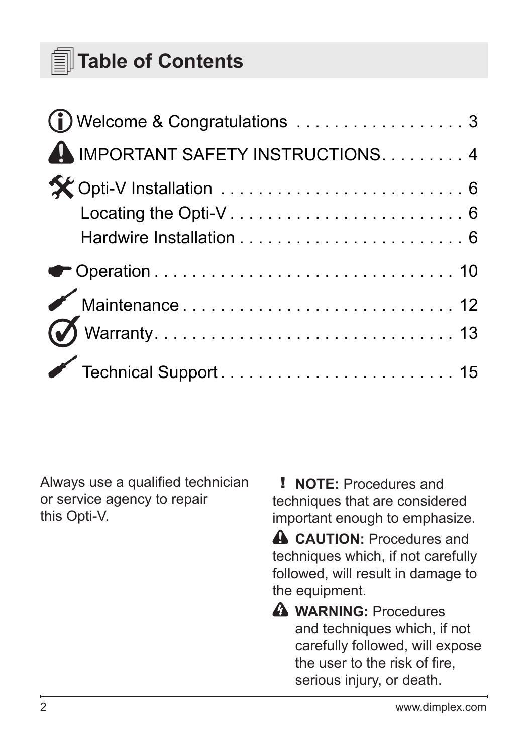# Table of Contents

| | |
|---|---|
| Welcome & Congratulations | 3 |
| IMPORTANT SAFETY INSTRUCTIONS | 4 |
| Opti-V Installation | 6 |
| Locating the Opti-V | 6 |
| Hardwire Installation | 6 |
| Operation | 10 |
| Maintenance | 12 |
| Warranty | 13 |
| Technical Support | 15 |

Always use a qualified technician or service agency to repair this Opti-V.

**! NOTE:** Procedures and techniques that are considered important enough to emphasize.

**CAUTION:** Procedures and techniques which, if not carefully followed, will result in damage to the equipment.

**WARNING:** Procedures and techniques which, if not carefully followed, will expose the user to the risk of fire, serious injury, or death.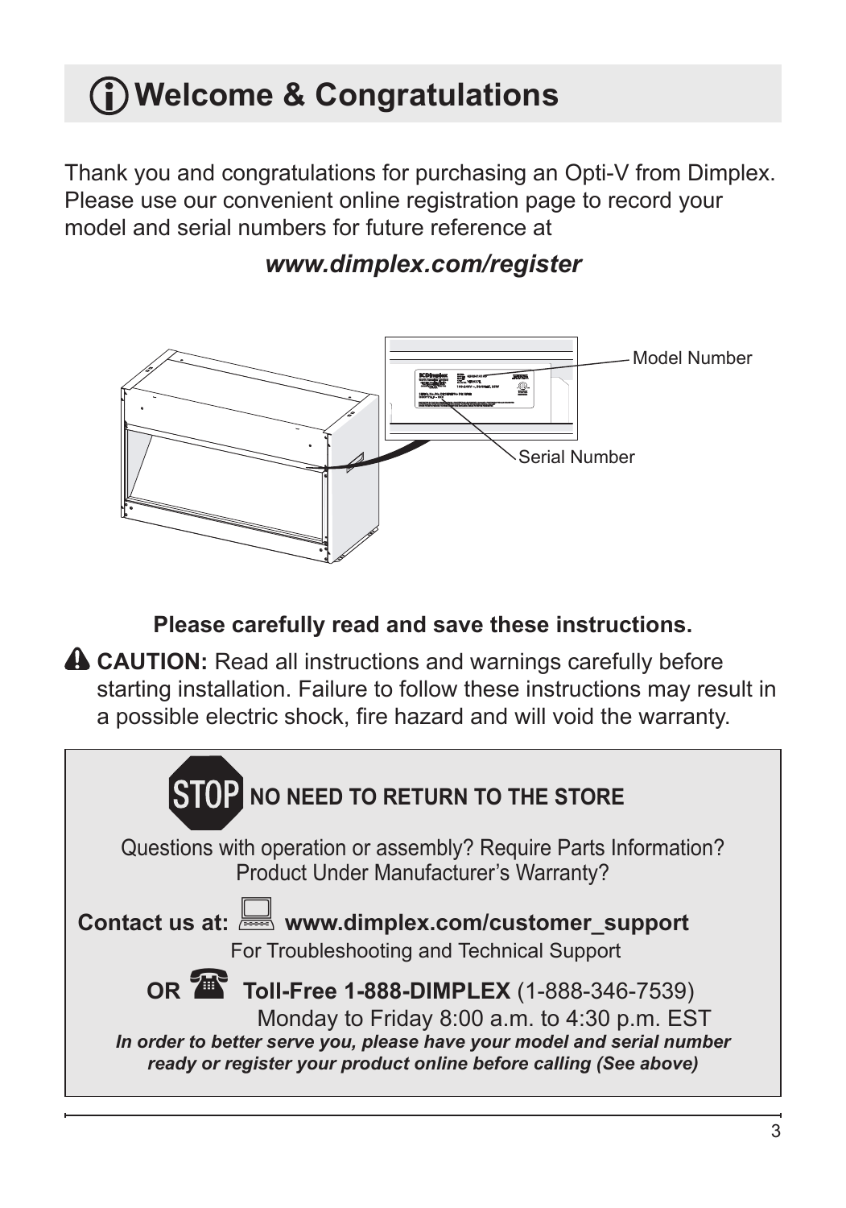# Welcome & Congratulations

Thank you and congratulations for purchasing an Opti-V from Dimplex. Please use our convenient online registration page to record your model and serial numbers for future reference at

***www.dimplex.com/register***

Model Number

Serial Number

**Please carefully read and save these instructions.**

**CAUTION:** Read all instructions and warnings carefully before starting installation. Failure to follow these instructions may result in a possible electric shock, fire hazard and will void the warranty.

**STOP NO NEED TO RETURN TO THE STORE**

Questions with operation or assembly? Require Parts Information? Product Under Manufacturer's Warranty?

**Contact us at: www.dimplex.com/customer_support**

For Troubleshooting and Technical Support

**OR Toll-Free 1-888-DIMPLEX** (1-888-346-7539)

Monday to Friday 8:00 a.m. to 4:30 p.m. EST

***In order to better serve you, please have your model and serial number ready or register your product online before calling (See above)***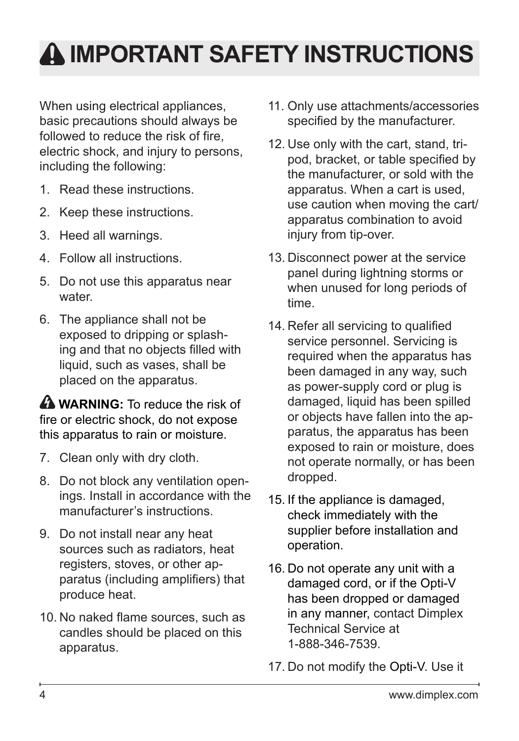# ⚠ IMPORTANT SAFETY INSTRUCTIONS

When using electrical appliances, basic precautions should always be followed to reduce the risk of fire, electric shock, and injury to persons, including the following:

1. Read these instructions.
2. Keep these instructions.
3. Heed all warnings.
4. Follow all instructions.
5. Do not use this apparatus near water.
6. The appliance shall not be exposed to dripping or splashing and that no objects filled with liquid, such as vases, shall be placed on the apparatus.

⚠ **WARNING:** To reduce the risk of fire or electric shock, do not expose this apparatus to rain or moisture.

7. Clean only with dry cloth.
8. Do not block any ventilation openings. Install in accordance with the manufacturer's instructions.
9. Do not install near any heat sources such as radiators, heat registers, stoves, or other apparatus (including amplifiers) that produce heat.
10. No naked flame sources, such as candles should be placed on this apparatus.
11. Only use attachments/accessories specified by the manufacturer.
12. Use only with the cart, stand, tripod, bracket, or table specified by the manufacturer, or sold with the apparatus. When a cart is used, use caution when moving the cart/apparatus combination to avoid injury from tip-over.
13. Disconnect power at the service panel during lightning storms or when unused for long periods of time.
14. Refer all servicing to qualified service personnel. Servicing is required when the apparatus has been damaged in any way, such as power-supply cord or plug is damaged, liquid has been spilled or objects have fallen into the apparatus, the apparatus has been exposed to rain or moisture, does not operate normally, or has been dropped.
15. If the appliance is damaged, check immediately with the supplier before installation and operation.
16. Do not operate any unit with a damaged cord, or if the Opti-V has been dropped or damaged in any manner, contact Dimplex Technical Service at 1-888-346-7539.
17. Do not modify the Opti-V. Use it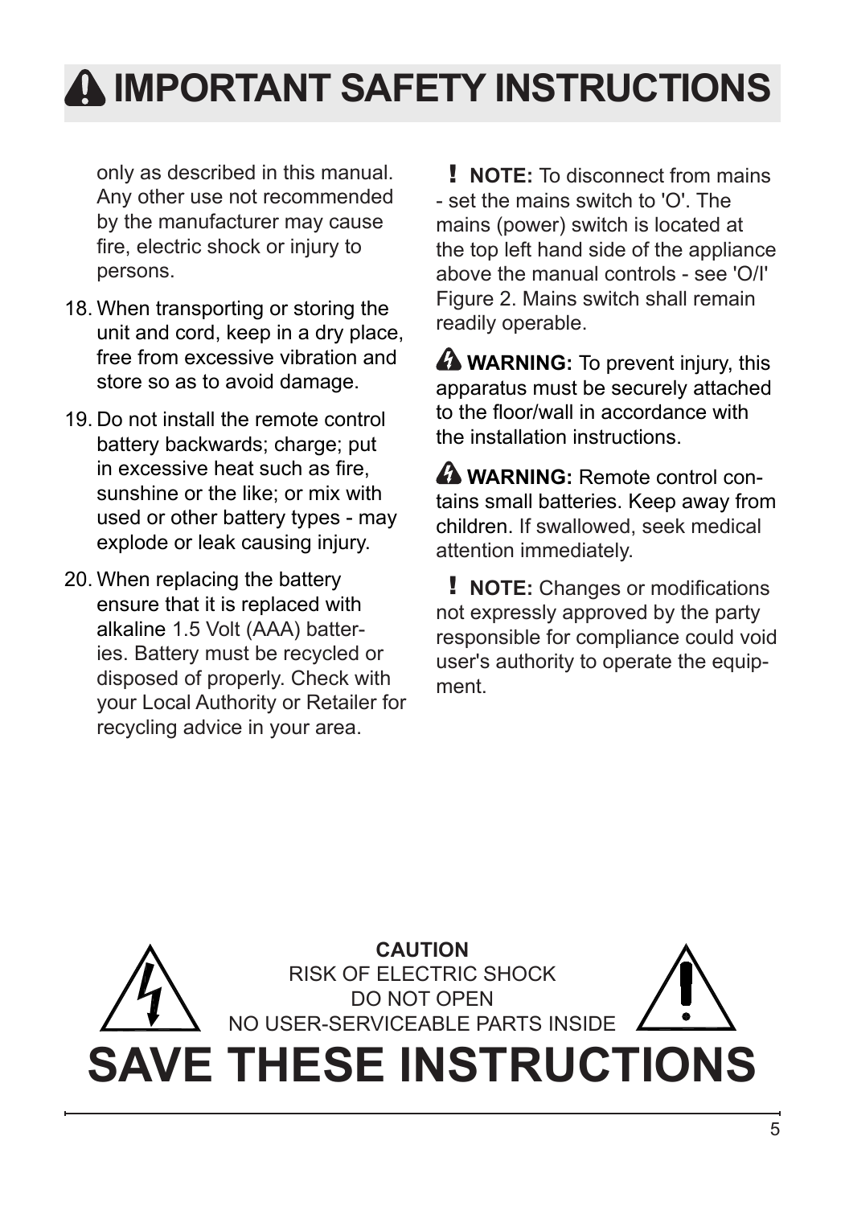# ⚠ IMPORTANT SAFETY INSTRUCTIONS

only as described in this manual. Any other use not recommended by the manufacturer may cause fire, electric shock or injury to persons.

18. When transporting or storing the unit and cord, keep in a dry place, free from excessive vibration and store so as to avoid damage.
19. Do not install the remote control battery backwards; charge; put in excessive heat such as fire, sunshine or the like; or mix with used or other battery types - may explode or leak causing injury.
20. When replacing the battery ensure that it is replaced with alkaline 1.5 Volt (AAA) batteries. Battery must be recycled or disposed of properly. Check with your Local Authority or Retailer for recycling advice in your area.

**! NOTE:** To disconnect from mains - set the mains switch to 'O'. The mains (power) switch is located at the top left hand side of the appliance above the manual controls - see 'O/I' Figure 2. Mains switch shall remain readily operable.

**⚠ WARNING:** To prevent injury, this apparatus must be securely attached to the floor/wall in accordance with the installation instructions.

**⚠ WARNING:** Remote control contains small batteries. Keep away from children. If swallowed, seek medical attention immediately.

**! NOTE:** Changes or modifications not expressly approved by the party responsible for compliance could void user's authority to operate the equipment.

**CAUTION**
RISK OF ELECTRIC SHOCK
DO NOT OPEN
NO USER-SERVICEABLE PARTS INSIDE

# SAVE THESE INSTRUCTIONS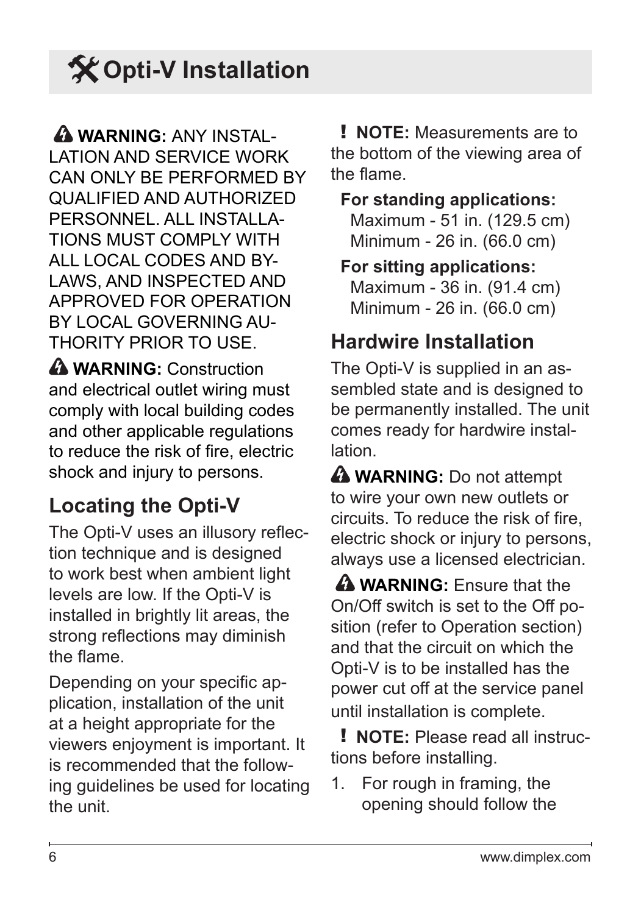# Opti-V Installation

**WARNING:** ANY INSTALLATION AND SERVICE WORK CAN ONLY BE PERFORMED BY QUALIFIED AND AUTHORIZED PERSONNEL. ALL INSTALLATIONS MUST COMPLY WITH ALL LOCAL CODES AND BY-LAWS, AND INSPECTED AND APPROVED FOR OPERATION BY LOCAL GOVERNING AUTHORITY PRIOR TO USE.

**WARNING:** Construction and electrical outlet wiring must comply with local building codes and other applicable regulations to reduce the risk of fire, electric shock and injury to persons.

## Locating the Opti-V

The Opti-V uses an illusory reflection technique and is designed to work best when ambient light levels are low. If the Opti-V is installed in brightly lit areas, the strong reflections may diminish the flame.

Depending on your specific application, installation of the unit at a height appropriate for the viewers enjoyment is important. It is recommended that the following guidelines be used for locating the unit.

**! NOTE:** Measurements are to the bottom of the viewing area of the flame.

**For standing applications:**
Maximum - 51 in. (129.5 cm)
Minimum - 26 in. (66.0 cm)

**For sitting applications:**
Maximum - 36 in. (91.4 cm)
Minimum - 26 in. (66.0 cm)

## Hardwire Installation

The Opti-V is supplied in an assembled state and is designed to be permanently installed. The unit comes ready for hardwire installation.

**WARNING:** Do not attempt to wire your own new outlets or circuits. To reduce the risk of fire, electric shock or injury to persons, always use a licensed electrician.

**WARNING:** Ensure that the On/Off switch is set to the Off position (refer to Operation section) and that the circuit on which the Opti-V is to be installed has the power cut off at the service panel until installation is complete.

**! NOTE:** Please read all instructions before installing.

1. For rough in framing, the opening should follow the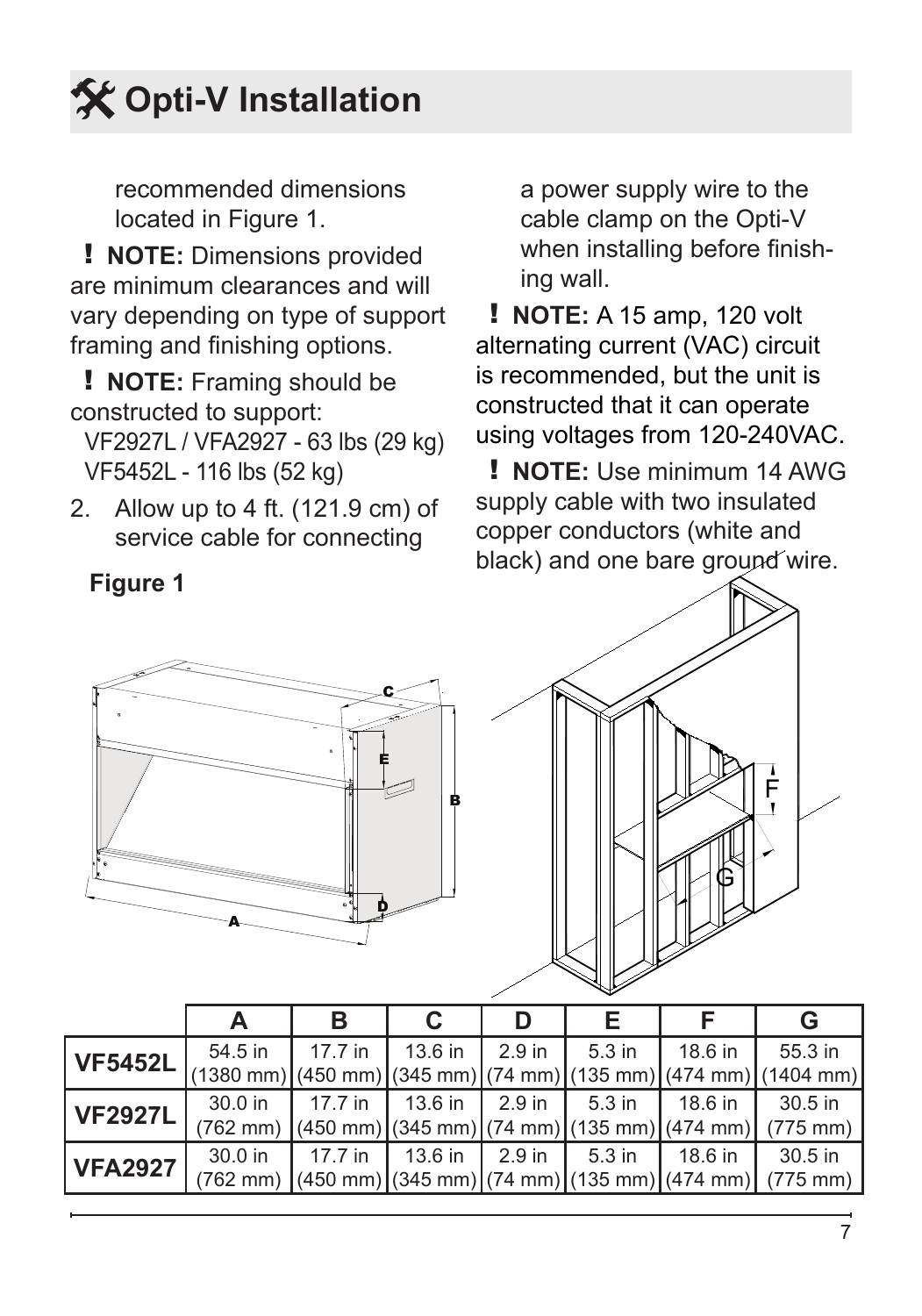# Opti-V Installation

recommended dimensions located in Figure 1.

**! NOTE:** Dimensions provided are minimum clearances and will vary depending on type of support framing and finishing options.

**! NOTE:** Framing should be constructed to support:
VF2927L / VFA2927 - 63 lbs (29 kg)
VF5452L - 116 lbs (52 kg)

2. Allow up to 4 ft. (121.9 cm) of service cable for connecting a power supply wire to the cable clamp on the Opti-V when installing before finishing wall.

**! NOTE:** A 15 amp, 120 volt alternating current (VAC) circuit is recommended, but the unit is constructed that it can operate using voltages from 120-240VAC.

**! NOTE:** Use minimum 14 AWG supply cable with two insulated copper conductors (white and black) and one bare ground wire.

**Figure 1**

| | A | B | C | D | E | F | G |
|---|---|---|---|---|---|---|---|
| **VF5452L** | 54.5 in (1380 mm) | 17.7 in (450 mm) | 13.6 in (345 mm) | 2.9 in (74 mm) | 5.3 in (135 mm) | 18.6 in (474 mm) | 55.3 in (1404 mm) |
| **VF2927L** | 30.0 in (762 mm) | 17.7 in (450 mm) | 13.6 in (345 mm) | 2.9 in (74 mm) | 5.3 in (135 mm) | 18.6 in (474 mm) | 30.5 in (775 mm) |
| **VFA2927** | 30.0 in (762 mm) | 17.7 in (450 mm) | 13.6 in (345 mm) | 2.9 in (74 mm) | 5.3 in (135 mm) | 18.6 in (474 mm) | 30.5 in (775 mm) |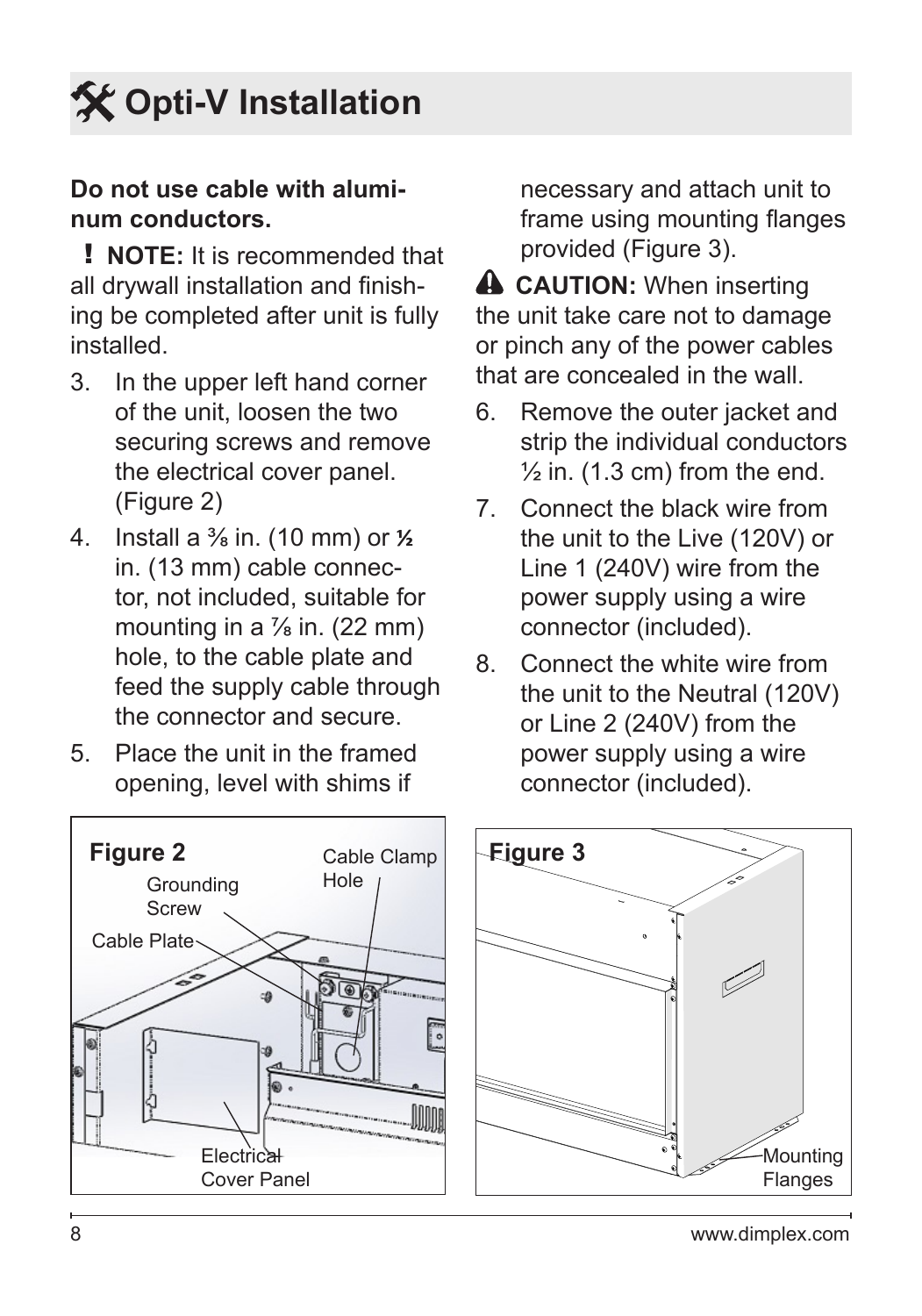# Opti-V Installation

**Do not use cable with aluminum conductors.**

**! NOTE:** It is recommended that all drywall installation and finishing be completed after unit is fully installed.

3. In the upper left hand corner of the unit, loosen the two securing screws and remove the electrical cover panel. (Figure 2)
4. Install a ⅜ in. (10 mm) or ½ in. (13 mm) cable connector, not included, suitable for mounting in a ⅞ in. (22 mm) hole, to the cable plate and feed the supply cable through the connector and secure.
5. Place the unit in the framed opening, level with shims if necessary and attach unit to frame using mounting flanges provided (Figure 3).

**CAUTION:** When inserting the unit take care not to damage or pinch any of the power cables that are concealed in the wall.

6. Remove the outer jacket and strip the individual conductors ½ in. (1.3 cm) from the end.
7. Connect the black wire from the unit to the Live (120V) or Line 1 (240V) wire from the power supply using a wire connector (included).
8. Connect the white wire from the unit to the Neutral (120V) or Line 2 (240V) from the power supply using a wire connector (included).

**Figure 2**

Grounding Screw, Cable Clamp Hole, Cable Plate, Electrical Cover Panel

**Figure 3**

Mounting Flanges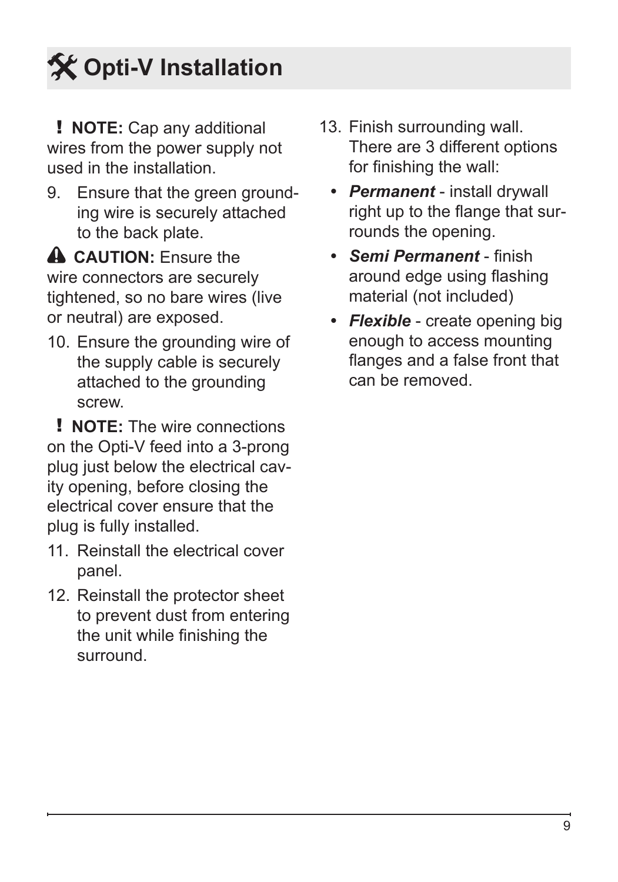# Opti-V Installation

**! NOTE:** Cap any additional wires from the power supply not used in the installation.

9. Ensure that the green grounding wire is securely attached to the back plate.

**⚠ CAUTION:** Ensure the wire connectors are securely tightened, so no bare wires (live or neutral) are exposed.

10. Ensure the grounding wire of the supply cable is securely attached to the grounding screw.

**! NOTE:** The wire connections on the Opti-V feed into a 3-prong plug just below the electrical cavity opening, before closing the electrical cover ensure that the plug is fully installed.

11. Reinstall the electrical cover panel.
12. Reinstall the protector sheet to prevent dust from entering the unit while finishing the surround.
13. Finish surrounding wall. There are 3 different options for finishing the wall:
    - ***Permanent*** - install drywall right up to the flange that surrounds the opening.
    - ***Semi Permanent*** - finish around edge using flashing material (not included)
    - ***Flexible*** - create opening big enough to access mounting flanges and a false front that can be removed.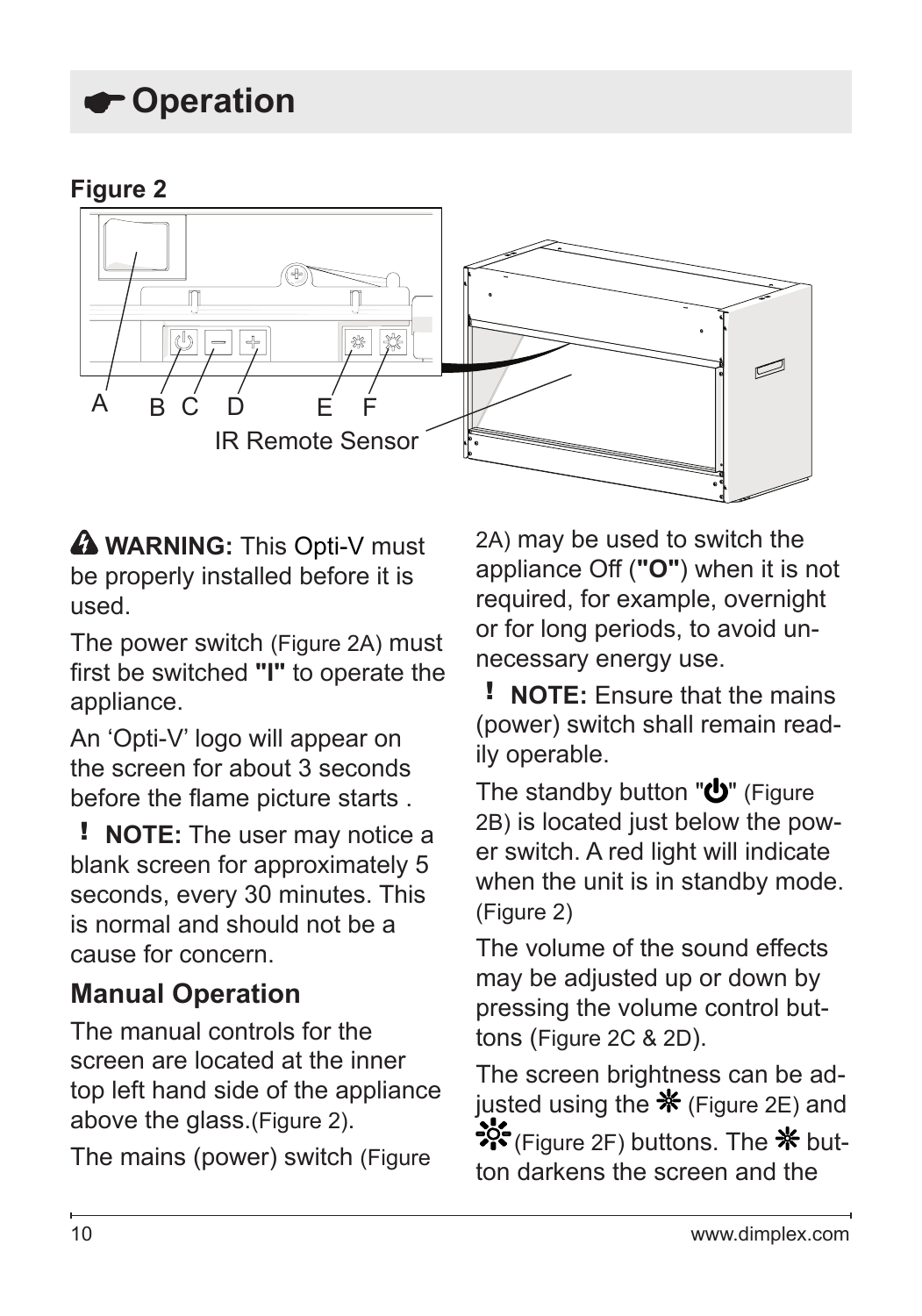# ☛ Operation

**Figure 2**

A B C D E F

IR Remote Sensor

⚠ **WARNING:** This Opti-V must be properly installed before it is used.

The power switch (Figure 2A) must first be switched **"I"** to operate the appliance.

An 'Opti-V' logo will appear on the screen for about 3 seconds before the flame picture starts .

**! NOTE:** The user may notice a blank screen for approximately 5 seconds, every 30 minutes. This is normal and should not be a cause for concern.

## Manual Operation

The manual controls for the screen are located at the inner top left hand side of the appliance above the glass.(Figure 2).

The mains (power) switch (Figure 2A) may be used to switch the appliance Off (**"O"**) when it is not required, for example, overnight or for long periods, to avoid unnecessary energy use.

**! NOTE:** Ensure that the mains (power) switch shall remain readily operable.

The standby button "⏻" (Figure 2B) is located just below the power switch. A red light will indicate when the unit is in standby mode. (Figure 2)

The volume of the sound effects may be adjusted up or down by pressing the volume control buttons (Figure 2C & 2D).

The screen brightness can be adjusted using the ☀ (Figure 2E) and ☼ (Figure 2F) buttons. The ☀ button darkens the screen and the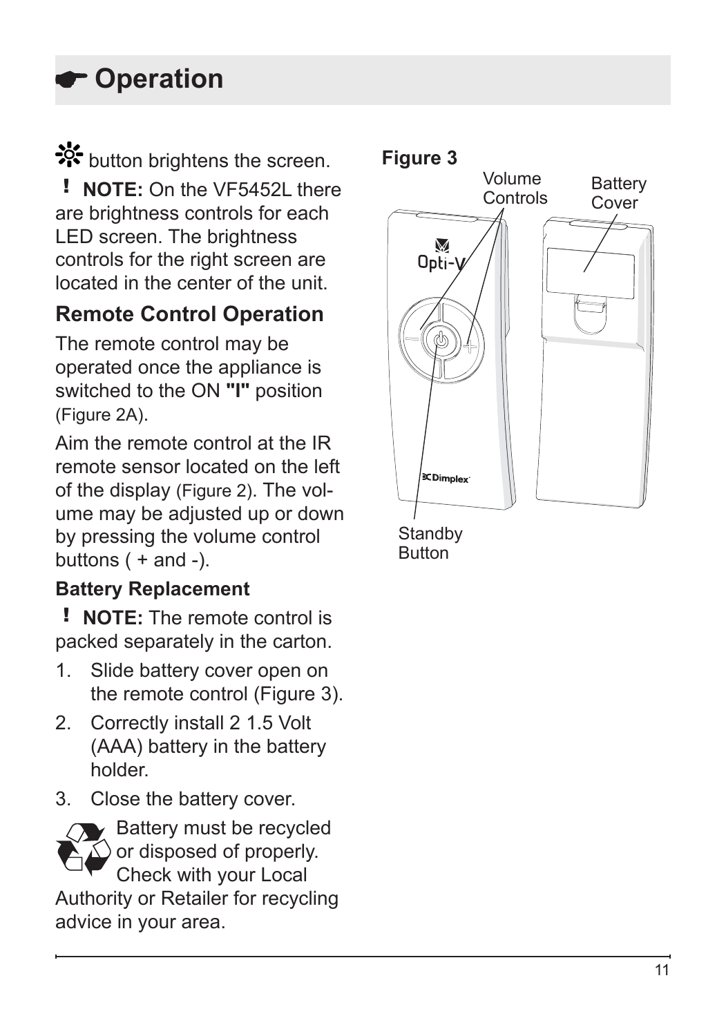# ☛ Operation

☼ button brightens the screen.

**!** **NOTE:** On the VF5452L there are brightness controls for each LED screen. The brightness controls for the right screen are located in the center of the unit.

## Remote Control Operation

The remote control may be operated once the appliance is switched to the ON **"I"** position (Figure 2A).

Aim the remote control at the IR remote sensor located on the left of the display (Figure 2). The volume may be adjusted up or down by pressing the volume control buttons ( + and -).

### Battery Replacement

**!** **NOTE:** The remote control is packed separately in the carton.

1. Slide battery cover open on the remote control (Figure 3).
2. Correctly install 2 1.5 Volt (AAA) battery in the battery holder.
3. Close the battery cover.

Battery must be recycled or disposed of properly. Check with your Local Authority or Retailer for recycling advice in your area.

**Figure 3**

Volume Controls

Battery Cover

Standby Button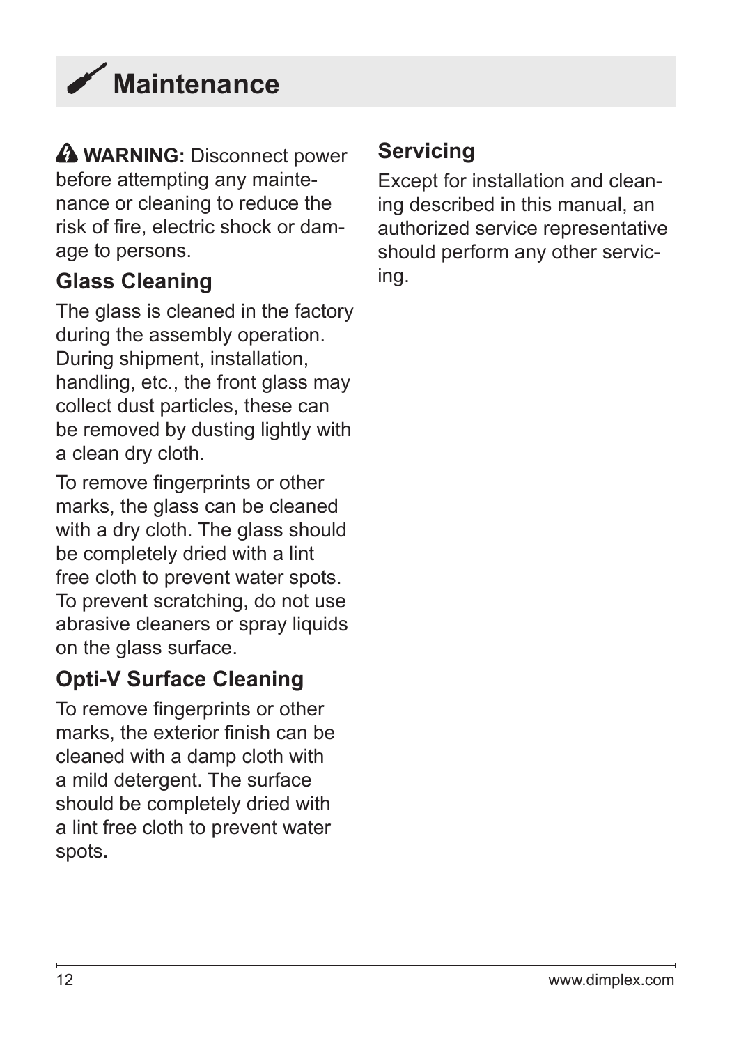# Maintenance

⚠ **WARNING:** Disconnect power before attempting any maintenance or cleaning to reduce the risk of fire, electric shock or damage to persons.

## Glass Cleaning

The glass is cleaned in the factory during the assembly operation. During shipment, installation, handling, etc., the front glass may collect dust particles, these can be removed by dusting lightly with a clean dry cloth.

To remove fingerprints or other marks, the glass can be cleaned with a dry cloth. The glass should be completely dried with a lint free cloth to prevent water spots. To prevent scratching, do not use abrasive cleaners or spray liquids on the glass surface.

## Opti-V Surface Cleaning

To remove fingerprints or other marks, the exterior finish can be cleaned with a damp cloth with a mild detergent. The surface should be completely dried with a lint free cloth to prevent water spots.

## Servicing

Except for installation and cleaning described in this manual, an authorized service representative should perform any other servicing.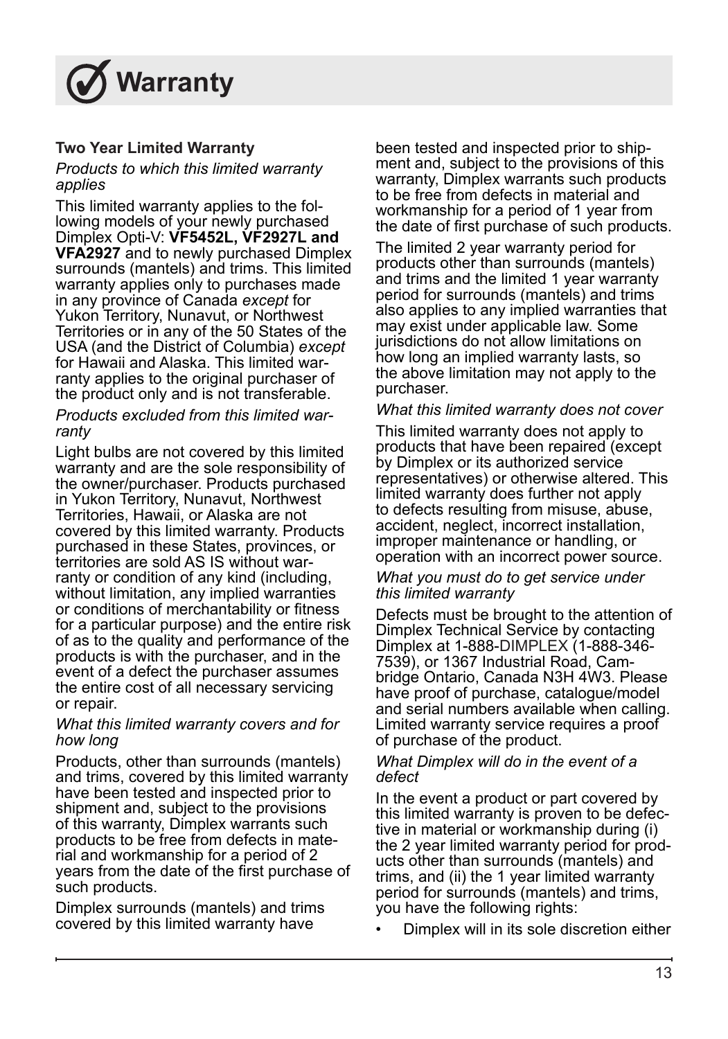# Warranty

**Two Year Limited Warranty**

*Products to which this limited warranty applies*

This limited warranty applies to the following models of your newly purchased Dimplex Opti-V: **VF5452L, VF2927L and VFA2927** and to newly purchased Dimplex surrounds (mantels) and trims. This limited warranty applies only to purchases made in any province of Canada *except* for Yukon Territory, Nunavut, or Northwest Territories or in any of the 50 States of the USA (and the District of Columbia) *except* for Hawaii and Alaska. This limited warranty applies to the original purchaser of the product only and is not transferable.

*Products excluded from this limited warranty*

Light bulbs are not covered by this limited warranty and are the sole responsibility of the owner/purchaser. Products purchased in Yukon Territory, Nunavut, Northwest Territories, Hawaii, or Alaska are not covered by this limited warranty. Products purchased in these States, provinces, or territories are sold AS IS without warranty or condition of any kind (including, without limitation, any implied warranties or conditions of merchantability or fitness for a particular purpose) and the entire risk of as to the quality and performance of the products is with the purchaser, and in the event of a defect the purchaser assumes the entire cost of all necessary servicing or repair.

*What this limited warranty covers and for how long*

Products, other than surrounds (mantels) and trims, covered by this limited warranty have been tested and inspected prior to shipment and, subject to the provisions of this warranty, Dimplex warrants such products to be free from defects in material and workmanship for a period of 2 years from the date of the first purchase of such products.

Dimplex surrounds (mantels) and trims covered by this limited warranty have been tested and inspected prior to shipment and, subject to the provisions of this warranty, Dimplex warrants such products to be free from defects in material and workmanship for a period of 1 year from the date of first purchase of such products.

The limited 2 year warranty period for products other than surrounds (mantels) and trims and the limited 1 year warranty period for surrounds (mantels) and trims also applies to any implied warranties that may exist under applicable law. Some jurisdictions do not allow limitations on how long an implied warranty lasts, so the above limitation may not apply to the purchaser.

*What this limited warranty does not cover*

This limited warranty does not apply to products that have been repaired (except by Dimplex or its authorized service representatives) or otherwise altered. This limited warranty does further not apply to defects resulting from misuse, abuse, accident, neglect, incorrect installation, improper maintenance or handling, or operation with an incorrect power source.

*What you must do to get service under this limited warranty*

Defects must be brought to the attention of Dimplex Technical Service by contacting Dimplex at 1-888-DIMPLEX (1-888-346-7539), or 1367 Industrial Road, Cambridge Ontario, Canada N3H 4W3. Please have proof of purchase, catalogue/model and serial numbers available when calling. Limited warranty service requires a proof of purchase of the product.

*What Dimplex will do in the event of a defect*

In the event a product or part covered by this limited warranty is proven to be defective in material or workmanship during (i) the 2 year limited warranty period for products other than surrounds (mantels) and trims, and (ii) the 1 year limited warranty period for surrounds (mantels) and trims, you have the following rights:

- Dimplex will in its sole discretion either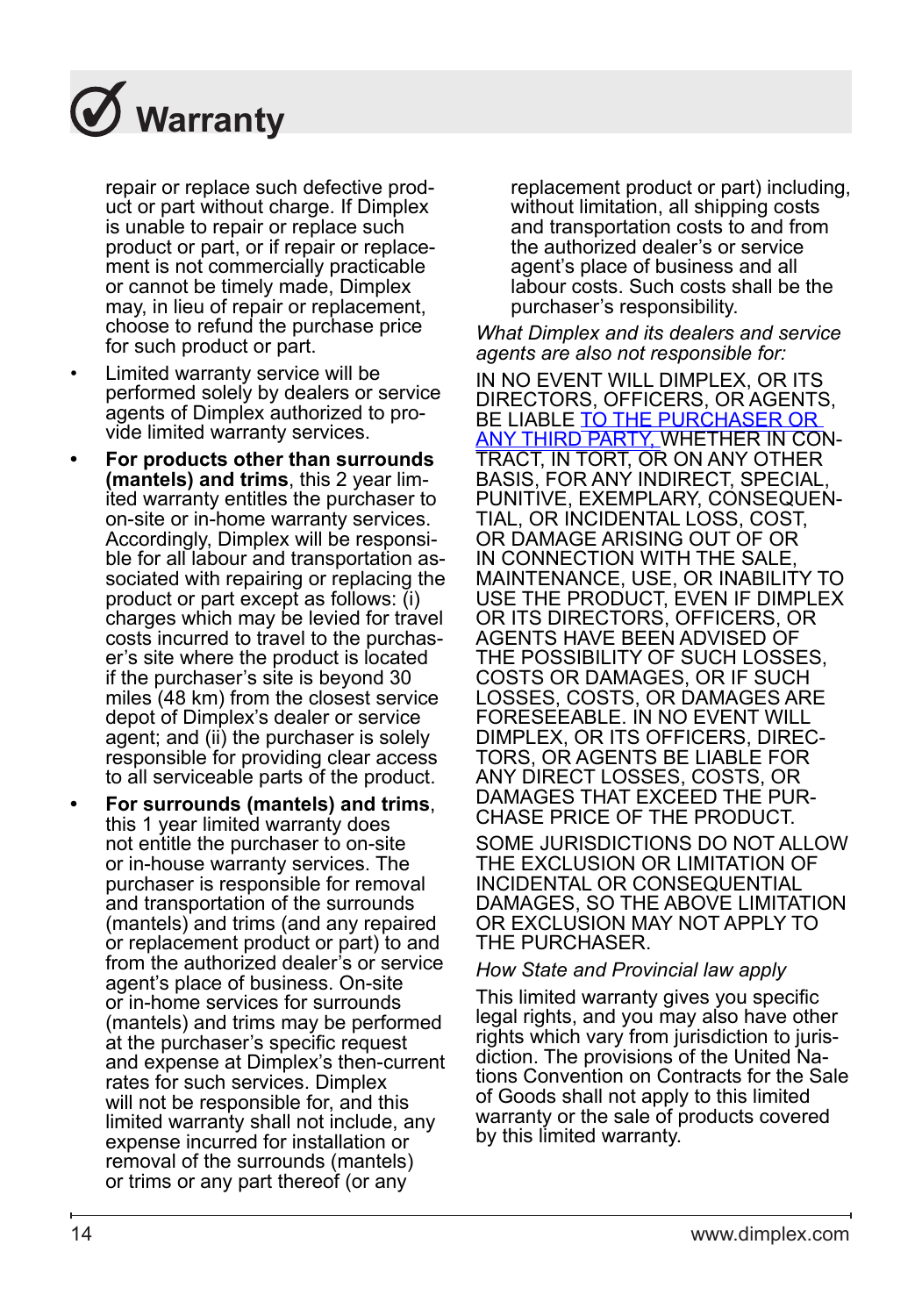# Warranty

repair or replace such defective product or part without charge. If Dimplex is unable to repair or replace such product or part, or if repair or replacement is not commercially practicable or cannot be timely made, Dimplex may, in lieu of repair or replacement, choose to refund the purchase price for such product or part.

- Limited warranty service will be performed solely by dealers or service agents of Dimplex authorized to provide limited warranty services.
- **For products other than surrounds (mantels) and trims**, this 2 year limited warranty entitles the purchaser to on-site or in-home warranty services. Accordingly, Dimplex will be responsible for all labour and transportation associated with repairing or replacing the product or part except as follows: (i) charges which may be levied for travel costs incurred to travel to the purchaser's site where the product is located if the purchaser's site is beyond 30 miles (48 km) from the closest service depot of Dimplex's dealer or service agent; and (ii) the purchaser is solely responsible for providing clear access to all serviceable parts of the product.
- **For surrounds (mantels) and trims**, this 1 year limited warranty does not entitle the purchaser to on-site or in-house warranty services. The purchaser is responsible for removal and transportation of the surrounds (mantels) and trims (and any repaired or replacement product or part) to and from the authorized dealer's or service agent's place of business. On-site or in-home services for surrounds (mantels) and trims may be performed at the purchaser's specific request and expense at Dimplex's then-current rates for such services. Dimplex will not be responsible for, and this limited warranty shall not include, any expense incurred for installation or removal of the surrounds (mantels) or trims or any part thereof (or any replacement product or part) including, without limitation, all shipping costs and transportation costs to and from the authorized dealer's or service agent's place of business and all labour costs. Such costs shall be the purchaser's responsibility.

*What Dimplex and its dealers and service agents are also not responsible for:*

IN NO EVENT WILL DIMPLEX, OR ITS DIRECTORS, OFFICERS, OR AGENTS, BE LIABLE TO THE PURCHASER OR ANY THIRD PARTY, WHETHER IN CONTRACT, IN TORT, OR ON ANY OTHER BASIS, FOR ANY INDIRECT, SPECIAL, PUNITIVE, EXEMPLARY, CONSEQUENTIAL, OR INCIDENTAL LOSS, COST, OR DAMAGE ARISING OUT OF OR IN CONNECTION WITH THE SALE, MAINTENANCE, USE, OR INABILITY TO USE THE PRODUCT, EVEN IF DIMPLEX OR ITS DIRECTORS, OFFICERS, OR AGENTS HAVE BEEN ADVISED OF THE POSSIBILITY OF SUCH LOSSES, COSTS OR DAMAGES, OR IF SUCH LOSSES, COSTS, OR DAMAGES ARE FORESEEABLE. IN NO EVENT WILL DIMPLEX, OR ITS OFFICERS, DIRECTORS, OR AGENTS BE LIABLE FOR ANY DIRECT LOSSES, COSTS, OR DAMAGES THAT EXCEED THE PURCHASE PRICE OF THE PRODUCT.

SOME JURISDICTIONS DO NOT ALLOW THE EXCLUSION OR LIMITATION OF INCIDENTAL OR CONSEQUENTIAL DAMAGES, SO THE ABOVE LIMITATION OR EXCLUSION MAY NOT APPLY TO THE PURCHASER.

*How State and Provincial law apply*

This limited warranty gives you specific legal rights, and you may also have other rights which vary from jurisdiction to jurisdiction. The provisions of the United Nations Convention on Contracts for the Sale of Goods shall not apply to this limited warranty or the sale of products covered by this limited warranty.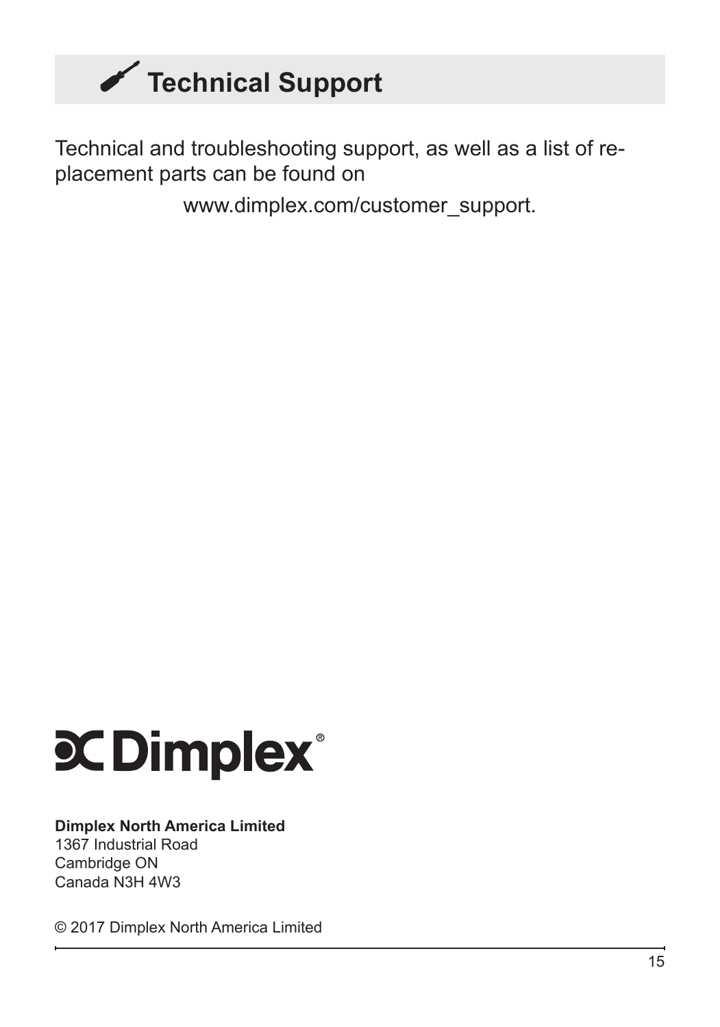## Technical Support

Technical and troubleshooting support, as well as a list of replacement parts can be found on

www.dimplex.com/customer_support.

Dimplex®

**Dimplex North America Limited**
1367 Industrial Road
Cambridge ON
Canada N3H 4W3

© 2017 Dimplex North America Limited